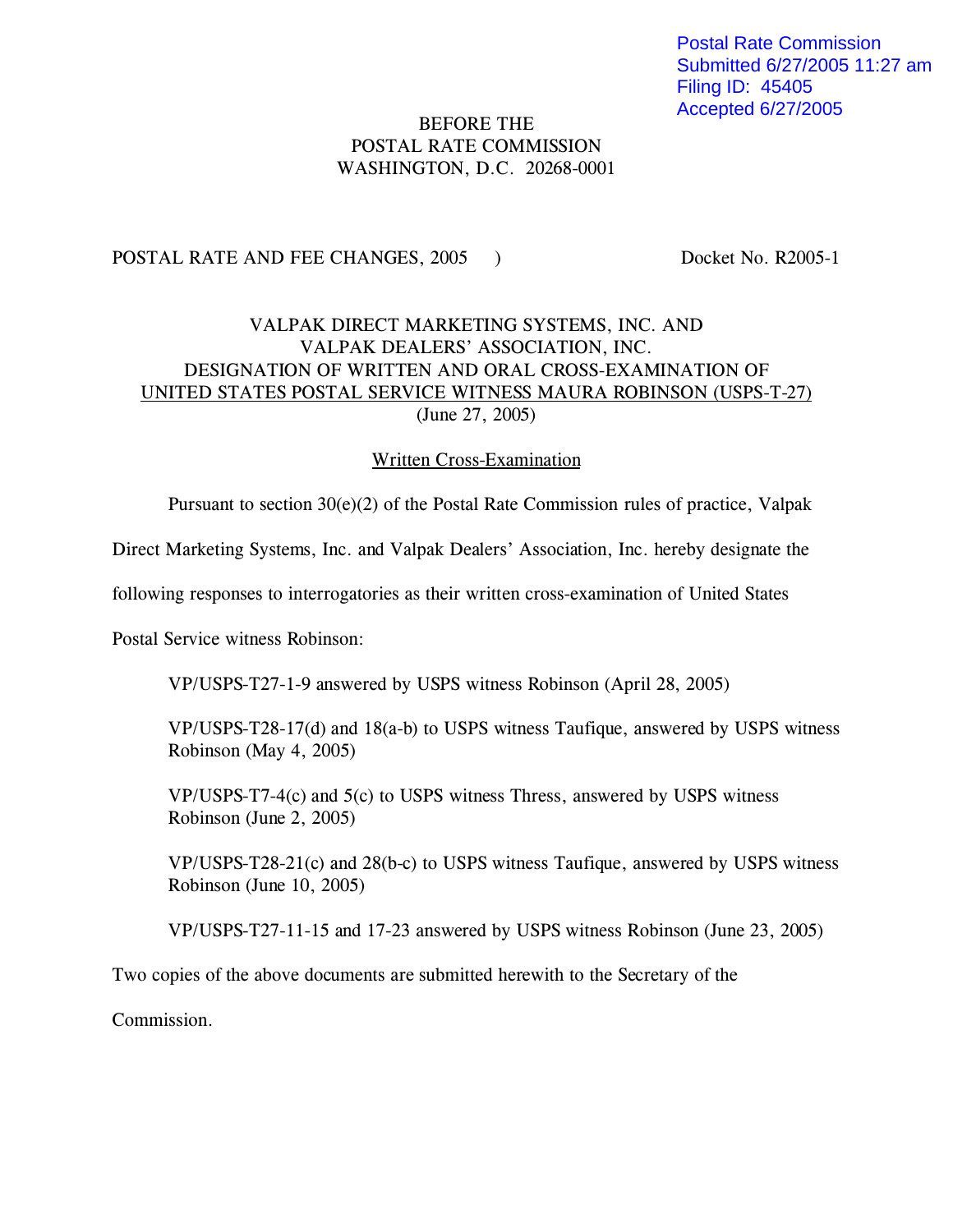Postal Rate Commission
Submitted 6/27/2005 11:27 am
Filing ID: 45405
Accepted 6/27/2005

BEFORE THE
POSTAL RATE COMMISSION
WASHINGTON, D.C. 20268-0001

POSTAL RATE AND FEE CHANGES, 2005 ) Docket No. R2005-1

VALPAK DIRECT MARKETING SYSTEMS, INC. AND
VALPAK DEALERS' ASSOCIATION, INC.
DESIGNATION OF WRITTEN AND ORAL CROSS-EXAMINATION OF
UNITED STATES POSTAL SERVICE WITNESS MAURA ROBINSON (USPS-T-27)
(June 27, 2005)

Written Cross-Examination

Pursuant to section 30(e)(2) of the Postal Rate Commission rules of practice, Valpak Direct Marketing Systems, Inc. and Valpak Dealers' Association, Inc. hereby designate the following responses to interrogatories as their written cross-examination of United States Postal Service witness Robinson:

VP/USPS-T27-1-9 answered by USPS witness Robinson (April 28, 2005)

VP/USPS-T28-17(d) and 18(a-b) to USPS witness Taufique, answered by USPS witness Robinson (May 4, 2005)

VP/USPS-T7-4(c) and 5(c) to USPS witness Thress, answered by USPS witness Robinson (June 2, 2005)

VP/USPS-T28-21(c) and 28(b-c) to USPS witness Taufique, answered by USPS witness Robinson (June 10, 2005)

VP/USPS-T27-11-15 and 17-23 answered by USPS witness Robinson (June 23, 2005)

Two copies of the above documents are submitted herewith to the Secretary of the Commission.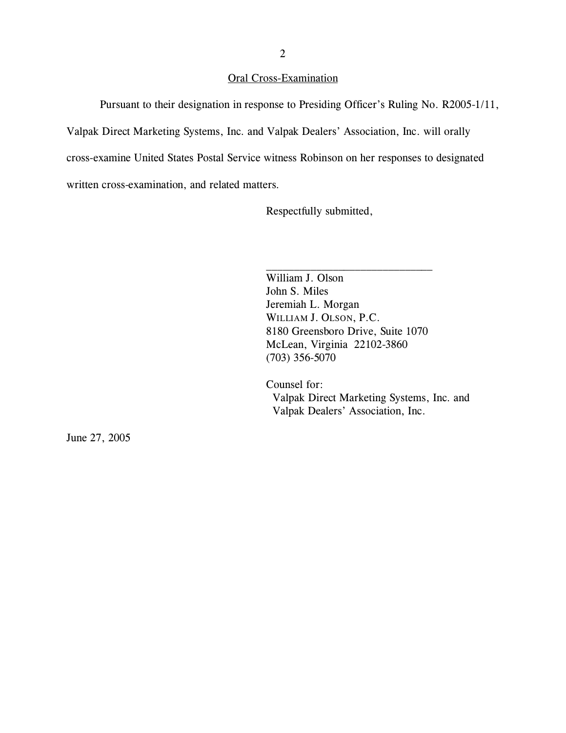## Oral Cross-Examination

Pursuant to their designation in response to Presiding Officer's Ruling No. R2005-1/11, Valpak Direct Marketing Systems, Inc. and Valpak Dealers' Association, Inc. will orally cross-examine United States Postal Service witness Robinson on her responses to designated written cross-examination, and related matters.

Respectfully submitted,

\_\_\_\_\_\_\_\_\_\_\_\_\_\_\_\_\_\_\_\_\_\_\_\_\_\_\_\_\_\_

William J. Olson
John S. Miles
Jeremiah L. Morgan
WILLIAM J. OLSON, P.C.
8180 Greensboro Drive, Suite 1070
McLean, Virginia 22102-3860
(703) 356-5070

Counsel for:
Valpak Direct Marketing Systems, Inc. and
Valpak Dealers' Association, Inc.

June 27, 2005